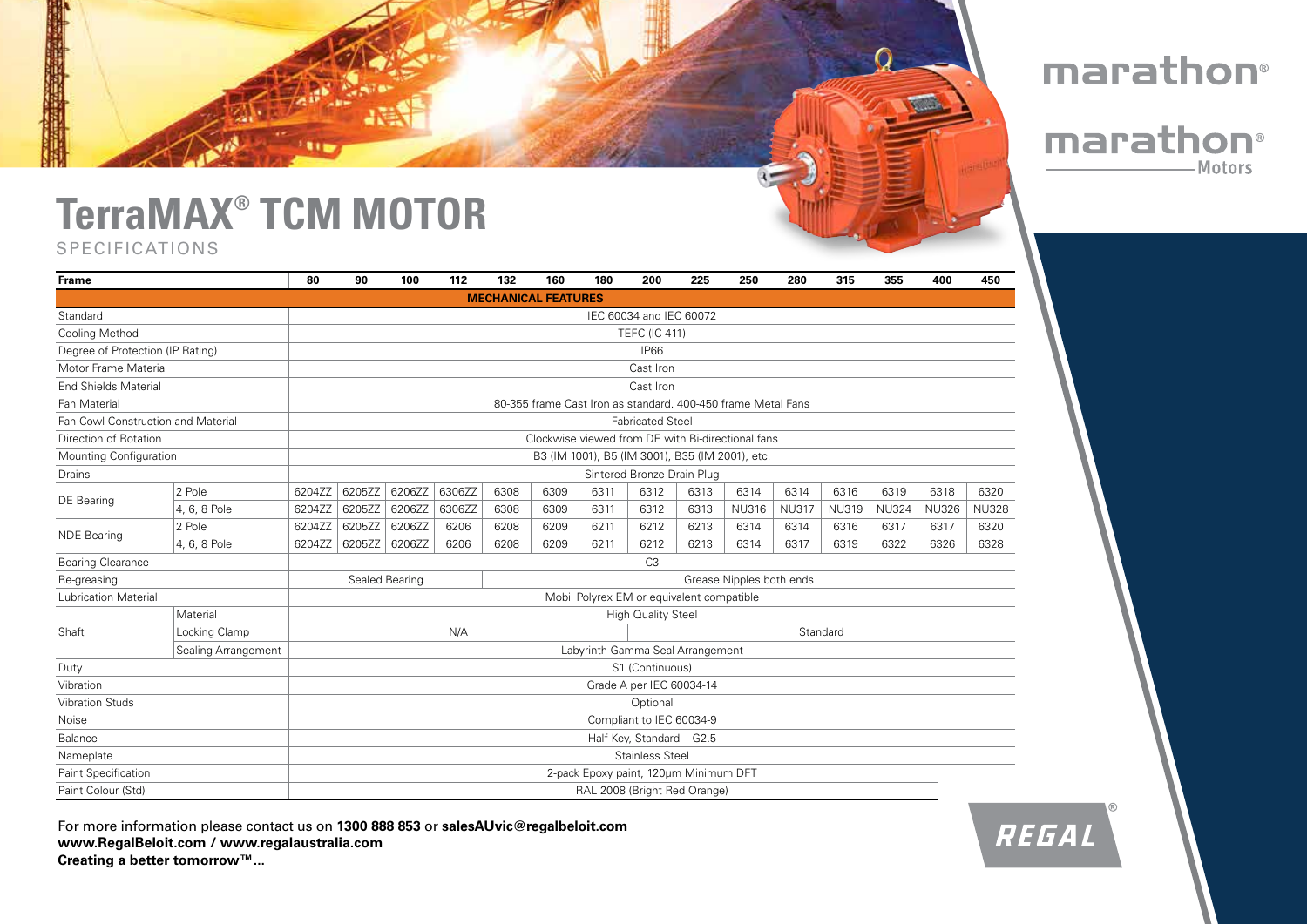# TerraMAX® TCM MOTOR

SPECIFICATIONS

| Frame | | 80 | 90 | 100 | 112 | 132 | 160 | 180 | 200 | 225 | 250 | 280 | 315 | 355 | 400 | 450 |
|---|---|---|---|---|---|---|---|---|---|---|---|---|---|---|---|---|
| **MECHANICAL FEATURES** | | | | | | | | | | | | | | | | |
| Standard | | IEC 60034 and IEC 60072 | | | | | | | | | | | | | | |
| Cooling Method | | TEFC (IC 411) | | | | | | | | | | | | | | |
| Degree of Protection (IP Rating) | | IP66 | | | | | | | | | | | | | | |
| Motor Frame Material | | Cast Iron | | | | | | | | | | | | | | |
| End Shields Material | | Cast Iron | | | | | | | | | | | | | | |
| Fan Material | | 80-355 frame Cast Iron as standard. 400-450 frame Metal Fans | | | | | | | | | | | | | | |
| Fan Cowl Construction and Material | | Fabricated Steel | | | | | | | | | | | | | | |
| Direction of Rotation | | Clockwise viewed from DE with Bi-directional fans | | | | | | | | | | | | | | |
| Mounting Configuration | | B3 (IM 1001), B5 (IM 3001), B35 (IM 2001), etc. | | | | | | | | | | | | | | |
| Drains | | Sintered Bronze Drain Plug | | | | | | | | | | | | | | |
| DE Bearing | 2 Pole | 6204ZZ | 6205ZZ | 6206ZZ | 6306ZZ | 6308 | 6309 | 6311 | 6312 | 6313 | 6314 | 6314 | 6316 | 6319 | 6318 | 6320 |
| | 4, 6, 8 Pole | 6204ZZ | 6205ZZ | 6206ZZ | 6306ZZ | 6308 | 6309 | 6311 | 6312 | 6313 | NU316 | NU317 | NU319 | NU324 | NU326 | NU328 |
| NDE Bearing | 2 Pole | 6204ZZ | 6205ZZ | 6206ZZ | 6206 | 6208 | 6209 | 6211 | 6212 | 6213 | 6314 | 6314 | 6316 | 6317 | 6317 | 6320 |
| | 4, 6, 8 Pole | 6204ZZ | 6205ZZ | 6206ZZ | 6206 | 6208 | 6209 | 6211 | 6212 | 6213 | 6314 | 6317 | 6319 | 6322 | 6326 | 6328 |
| Bearing Clearance | | C3 | | | | | | | | | | | | | | |
| Re-greasing | | Sealed Bearing | | | | Grease Nipples both ends | | | | | | | | | | |
| Lubrication Material | | Mobil Polyrex EM or equivalent compatible | | | | | | | | | | | | | | |
| Shaft | Material | High Quality Steel | | | | | | | | | | | | | | |
| | Locking Clamp | N/A | | | | | | | Standard | | | | | | | |
| | Sealing Arrangement | Labyrinth Gamma Seal Arrangement | | | | | | | | | | | | | | |
| Duty | | S1 (Continuous) | | | | | | | | | | | | | | |
| Vibration | | Grade A per IEC 60034-14 | | | | | | | | | | | | | | |
| Vibration Studs | | Optional | | | | | | | | | | | | | | |
| Noise | | Compliant to IEC 60034-9 | | | | | | | | | | | | | | |
| Balance | | Half Key, Standard - G2.5 | | | | | | | | | | | | | | |
| Nameplate | | Stainless Steel | | | | | | | | | | | | | | |
| Paint Specification | | 2-pack Epoxy paint, 120µm Minimum DFT | | | | | | | | | | | | | | |
| Paint Colour (Std) | | RAL 2008 (Bright Red Orange) | | | | | | | | | | | | | | |

For more information please contact us on **1300 888 853** or **salesAUvic@regalbeloit.com**
**www.RegalBeloit.com / www.regalaustralia.com**
**Creating a better tomorrow™...**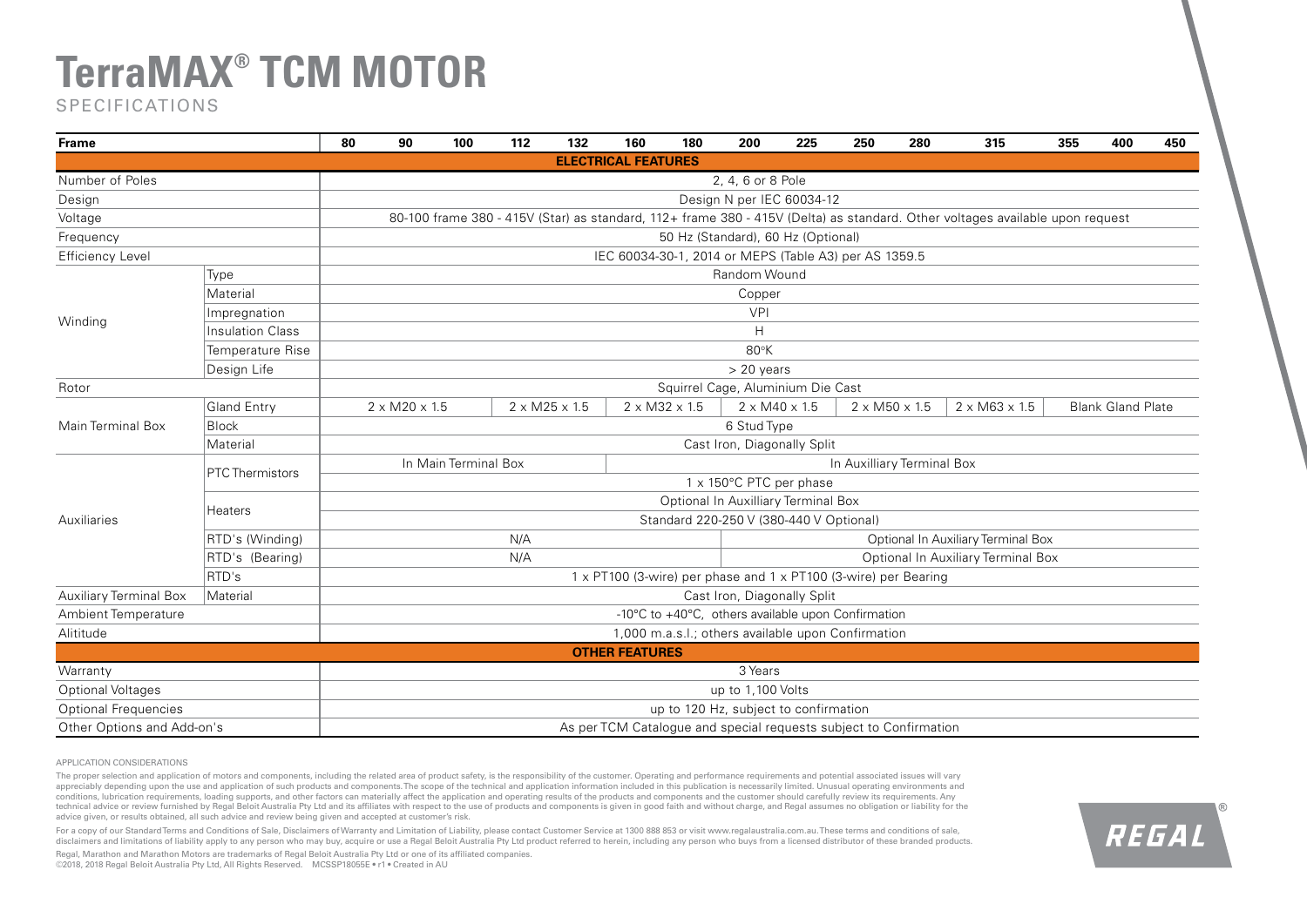# TerraMAX® TCM MOTOR

SPECIFICATIONS

| Frame | | 80 | 90 | 100 | 112 | 132 | 160 | 180 | 200 | 225 | 250 | 280 | 315 | 355 | 400 | 450 |
|---|---|---|---|---|---|---|---|---|---|---|---|---|---|---|---|---|
| **ELECTRICAL FEATURES** | | | | | | | | | | | | | | | | |
| Number of Poles | | 2, 4, 6 or 8 Pole | | | | | | | | | | | | | | |
| Design | | Design N per IEC 60034-12 | | | | | | | | | | | | | | |
| Voltage | | 80-100 frame 380 - 415V (Star) as standard, 112+ frame 380 - 415V (Delta) as standard. Other voltages available upon request | | | | | | | | | | | | | | |
| Frequency | | 50 Hz (Standard), 60 Hz (Optional) | | | | | | | | | | | | | | |
| Efficiency Level | | IEC 60034-30-1, 2014 or MEPS (Table A3) per AS 1359.5 | | | | | | | | | | | | | | |
| Winding | Type | Random Wound | | | | | | | | | | | | | | |
| | Material | Copper | | | | | | | | | | | | | | |
| | Impregnation | VPI | | | | | | | | | | | | | | |
| | Insulation Class | H | | | | | | | | | | | | | | |
| | Temperature Rise | 80°K | | | | | | | | | | | | | | |
| | Design Life | > 20 years | | | | | | | | | | | | | | |
| Rotor | | Squirrel Cage, Aluminium Die Cast | | | | | | | | | | | | | | |
| Main Terminal Box | Gland Entry | 2 x M20 x 1.5 | | | 2 x M25 x 1.5 | | 2 x M32 x 1.5 | | 2 x M40 x 1.5 | | 2 x M50 x 1.5 | | 2 x M63 x 1.5 | Blank Gland Plate | | |
| | Block | 6 Stud Type | | | | | | | | | | | | | | |
| | Material | Cast Iron, Diagonally Split | | | | | | | | | | | | | | |
| Auxiliaries | PTC Thermistors | In Main Terminal Box | | | | | In Auxilliary Terminal Box | | | | | | | | | |
| | | 1 x 150°C PTC per phase | | | | | | | | | | | | | | |
| | Heaters | Optional In Auxilliary Terminal Box | | | | | | | | | | | | | | |
| | | Standard 220-250 V (380-440 V Optional) | | | | | | | | | | | | | | |
| | RTD's (Winding) | N/A | | | | | | | Optional In Auxiliary Terminal Box | | | | | | | |
| | RTD's (Bearing) | N/A | | | | | | | Optional In Auxiliary Terminal Box | | | | | | | |
| | RTD's | 1 x PT100 (3-wire) per phase and 1 x PT100 (3-wire) per Bearing | | | | | | | | | | | | | | |
| Auxiliary Terminal Box | Material | Cast Iron, Diagonally Split | | | | | | | | | | | | | | |
| Ambient Temperature | | -10°C to +40°C, others available upon Confirmation | | | | | | | | | | | | | | |
| Alititude | | 1,000 m.a.s.l.; others available upon Confirmation | | | | | | | | | | | | | | |
| **OTHER FEATURES** | | | | | | | | | | | | | | | | |
| Warranty | | 3 Years | | | | | | | | | | | | | | |
| Optional Voltages | | up to 1,100 Volts | | | | | | | | | | | | | | |
| Optional Frequencies | | up to 120 Hz, subject to confirmation | | | | | | | | | | | | | | |
| Other Options and Add-on's | | As per TCM Catalogue and special requests subject to Confirmation | | | | | | | | | | | | | | |

APPLICATION CONSIDERATIONS

The proper selection and application of motors and components, including the related area of product safety, is the responsibility of the customer. Operating and performance requirements and potential associated issues will vary appreciably depending upon the use and application of such products and components. The scope of the technical and application information included in this publication is necessarily limited. Unusual operating environments and conditions, lubrication requirements, loading supports, and other factors can materially affect the application and operating results of the products and components and the customer should carefully review its requirements. Any technical advice or review furnished by Regal Beloit Australia Pty Ltd and its affiliates with respect to the use of products and components is given in good faith and without charge, and Regal assumes no obligation or liability for the advice given, or results obtained, all such advice and review being given and accepted at customer's risk.

For a copy of our Standard Terms and Conditions of Sale, Disclaimers of Warranty and Limitation of Liability, please contact Customer Service at 1300 888 853 or visit www.regalaustralia.com.au. These terms and conditions of sale, disclaimers and limitations of liability apply to any person who may buy, acquire or use a Regal Beloit Australia Pty Ltd product referred to herein, including any person who buys from a licensed distributor of these branded products.

Regal, Marathon and Marathon Motors are trademarks of Regal Beloit Australia Pty Ltd or one of its affiliated companies.

©2018, 2018 Regal Beloit Australia Pty Ltd, All Rights Reserved. MCSSP18055E • r1 • Created in AU

REGAL®